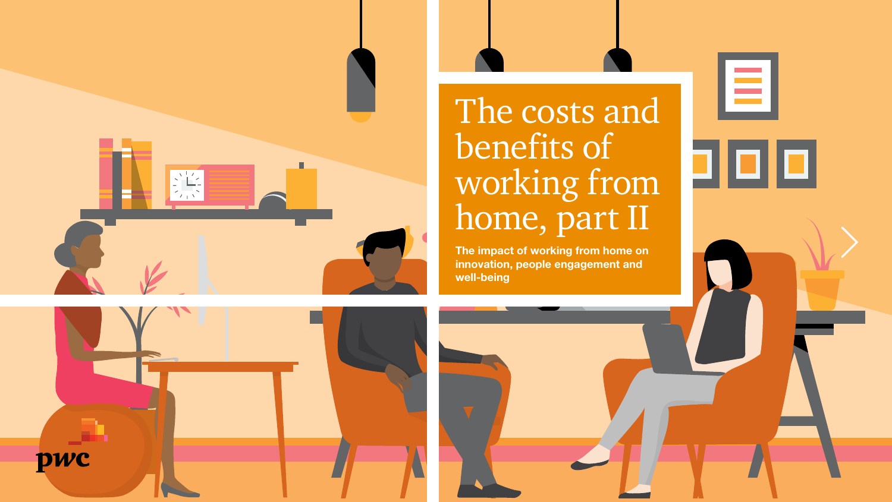# The costs and benefits of working from home, part II

**The impact of working from home on innovation, people engagement and well-being**

pwc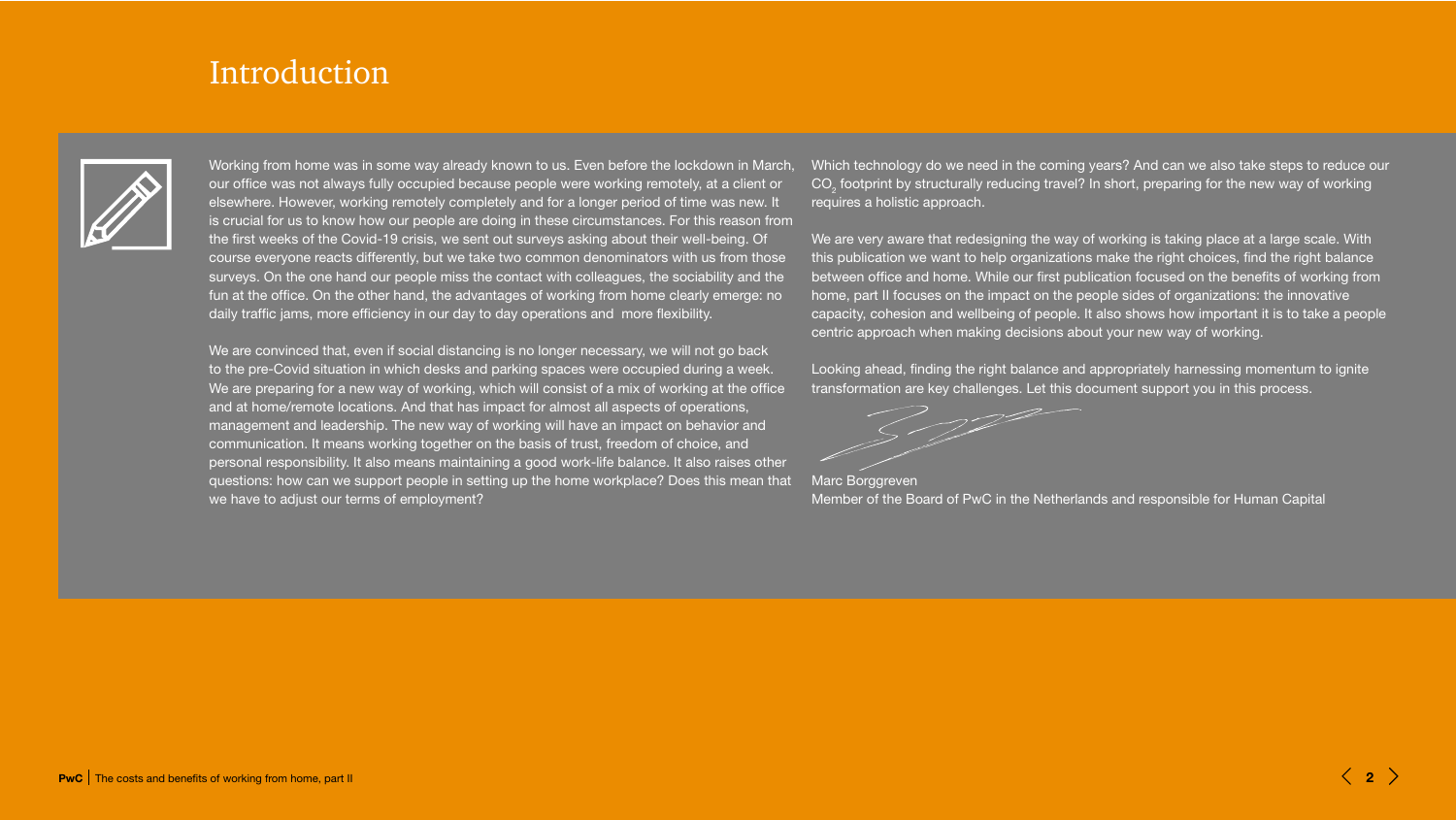# Introduction

Working from home was in some way already known to us. Even before the lockdown in March, our office was not always fully occupied because people were working remotely, at a client or elsewhere. However, working remotely completely and for a longer period of time was new. It is crucial for us to know how our people are doing in these circumstances. For this reason from the first weeks of the Covid-19 crisis, we sent out surveys asking about their well-being. Of course everyone reacts differently, but we take two common denominators with us from those surveys. On the one hand our people miss the contact with colleagues, the sociability and the fun at the office. On the other hand, the advantages of working from home clearly emerge: no daily traffic jams, more efficiency in our day to day operations and more flexibility.

We are convinced that, even if social distancing is no longer necessary, we will not go back to the pre-Covid situation in which desks and parking spaces were occupied during a week. We are preparing for a new way of working, which will consist of a mix of working at the office and at home/remote locations. And that has impact for almost all aspects of operations, management and leadership. The new way of working will have an impact on behavior and communication. It means working together on the basis of trust, freedom of choice, and personal responsibility. It also means maintaining a good work-life balance. It also raises other questions: how can we support people in setting up the home workplace? Does this mean that we have to adjust our terms of employment? Which technology do we need in the coming years? And can we also take steps to reduce our $CO_2$ footprint by structurally reducing travel? In short, preparing for the new way of working requires a holistic approach.

We are very aware that redesigning the way of working is taking place at a large scale. With this publication we want to help organizations make the right choices, find the right balance between office and home. While our first publication focused on the benefits of working from home, part II focuses on the impact on the people sides of organizations: the innovative capacity, cohesion and wellbeing of people. It also shows how important it is to take a people centric approach when making decisions about your new way of working.

Looking ahead, finding the right balance and appropriately harnessing momentum to ignite transformation are key challenges. Let this document support you in this process.

Marc Borggreven
Member of the Board of PwC in the Netherlands and responsible for Human Capital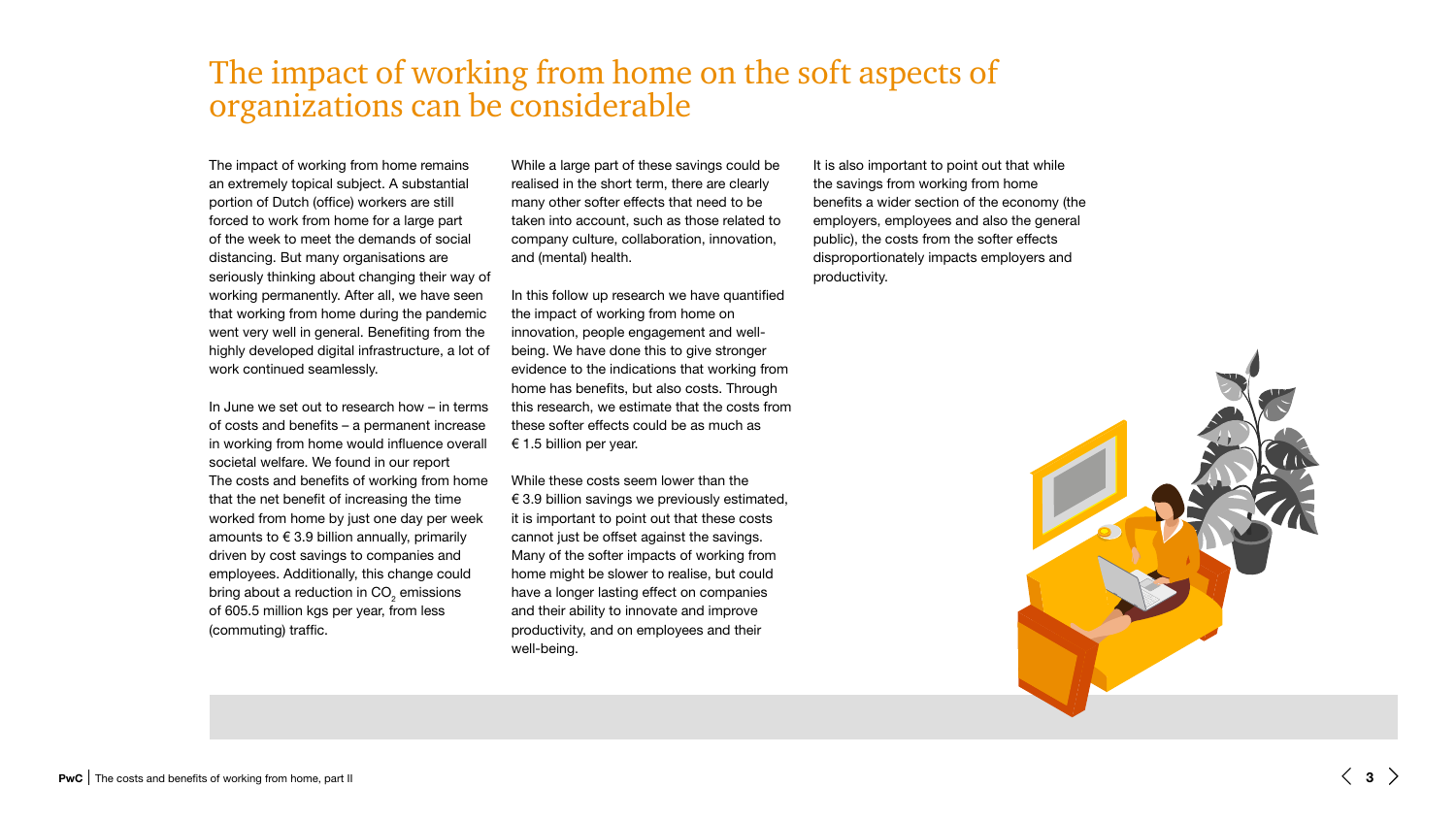# The impact of working from home on the soft aspects of organizations can be considerable

The impact of working from home remains an extremely topical subject. A substantial portion of Dutch (office) workers are still forced to work from home for a large part of the week to meet the demands of social distancing. But many organisations are seriously thinking about changing their way of working permanently. After all, we have seen that working from home during the pandemic went very well in general. Benefiting from the highly developed digital infrastructure, a lot of work continued seamlessly.

In June we set out to research how – in terms of costs and benefits – a permanent increase in working from home would influence overall societal welfare. We found in our report The costs and benefits of working from home that the net benefit of increasing the time worked from home by just one day per week amounts to € 3.9 billion annually, primarily driven by cost savings to companies and employees. Additionally, this change could bring about a reduction in $CO_2$ emissions of 605.5 million kgs per year, from less (commuting) traffic.

While a large part of these savings could be realised in the short term, there are clearly many other softer effects that need to be taken into account, such as those related to company culture, collaboration, innovation, and (mental) health.

In this follow up research we have quantified the impact of working from home on innovation, people engagement and well-being. We have done this to give stronger evidence to the indications that working from home has benefits, but also costs. Through this research, we estimate that the costs from these softer effects could be as much as € 1.5 billion per year.

While these costs seem lower than the € 3.9 billion savings we previously estimated, it is important to point out that these costs cannot just be offset against the savings. Many of the softer impacts of working from home might be slower to realise, but could have a longer lasting effect on companies and their ability to innovate and improve productivity, and on employees and their well-being.

It is also important to point out that while the savings from working from home benefits a wider section of the economy (the employers, employees and also the general public), the costs from the softer effects disproportionately impacts employers and productivity.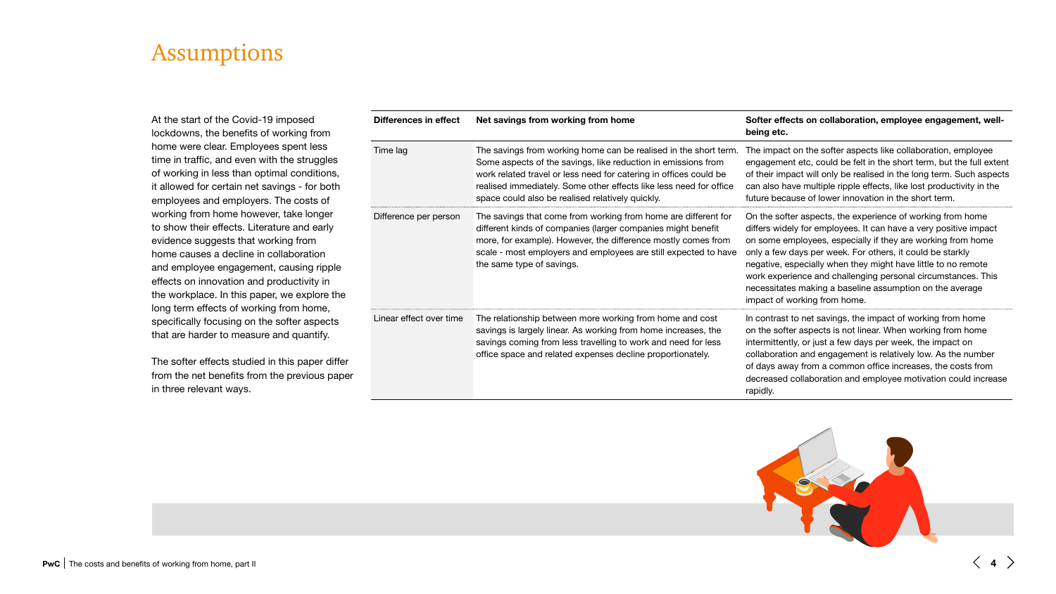# Assumptions

At the start of the Covid-19 imposed lockdowns, the benefits of working from home were clear. Employees spent less time in traffic, and even with the struggles of working in less than optimal conditions, it allowed for certain net savings - for both employees and employers. The costs of working from home however, take longer to show their effects. Literature and early evidence suggests that working from home causes a decline in collaboration and employee engagement, causing ripple effects on innovation and productivity in the workplace. In this paper, we explore the long term effects of working from home, specifically focusing on the softer aspects that are harder to measure and quantify.

The softer effects studied in this paper differ from the net benefits from the previous paper in three relevant ways.

| Differences in effect | Net savings from working from home | Softer effects on collaboration, employee engagement, well-being etc. |
|---|---|---|
| Time lag | The savings from working home can be realised in the short term. Some aspects of the savings, like reduction in emissions from work related travel or less need for catering in offices could be realised immediately. Some other effects like less need for office space could also be realised relatively quickly. | The impact on the softer aspects like collaboration, employee engagement etc, could be felt in the short term, but the full extent of their impact will only be realised in the long term. Such aspects can also have multiple ripple effects, like lost productivity in the future because of lower innovation in the short term. |
| Difference per person | The savings that come from working from home are different for different kinds of companies (larger companies might benefit more, for example). However, the difference mostly comes from scale - most employers and employees are still expected to have the same type of savings. | On the softer aspects, the experience of working from home differs widely for employees. It can have a very positive impact on some employees, especially if they are working from home only a few days per week. For others, it could be starkly negative, especially when they might have little to no remote work experience and challenging personal circumstances. This necessitates making a baseline assumption on the average impact of working from home. |
| Linear effect over time | The relationship between more working from home and cost savings is largely linear. As working from home increases, the savings coming from less travelling to work and need for less office space and related expenses decline proportionately. | In contrast to net savings, the impact of working from home on the softer aspects is not linear. When working from home intermittently, or just a few days per week, the impact on collaboration and engagement is relatively low. As the number of days away from a common office increases, the costs from decreased collaboration and employee motivation could increase rapidly. |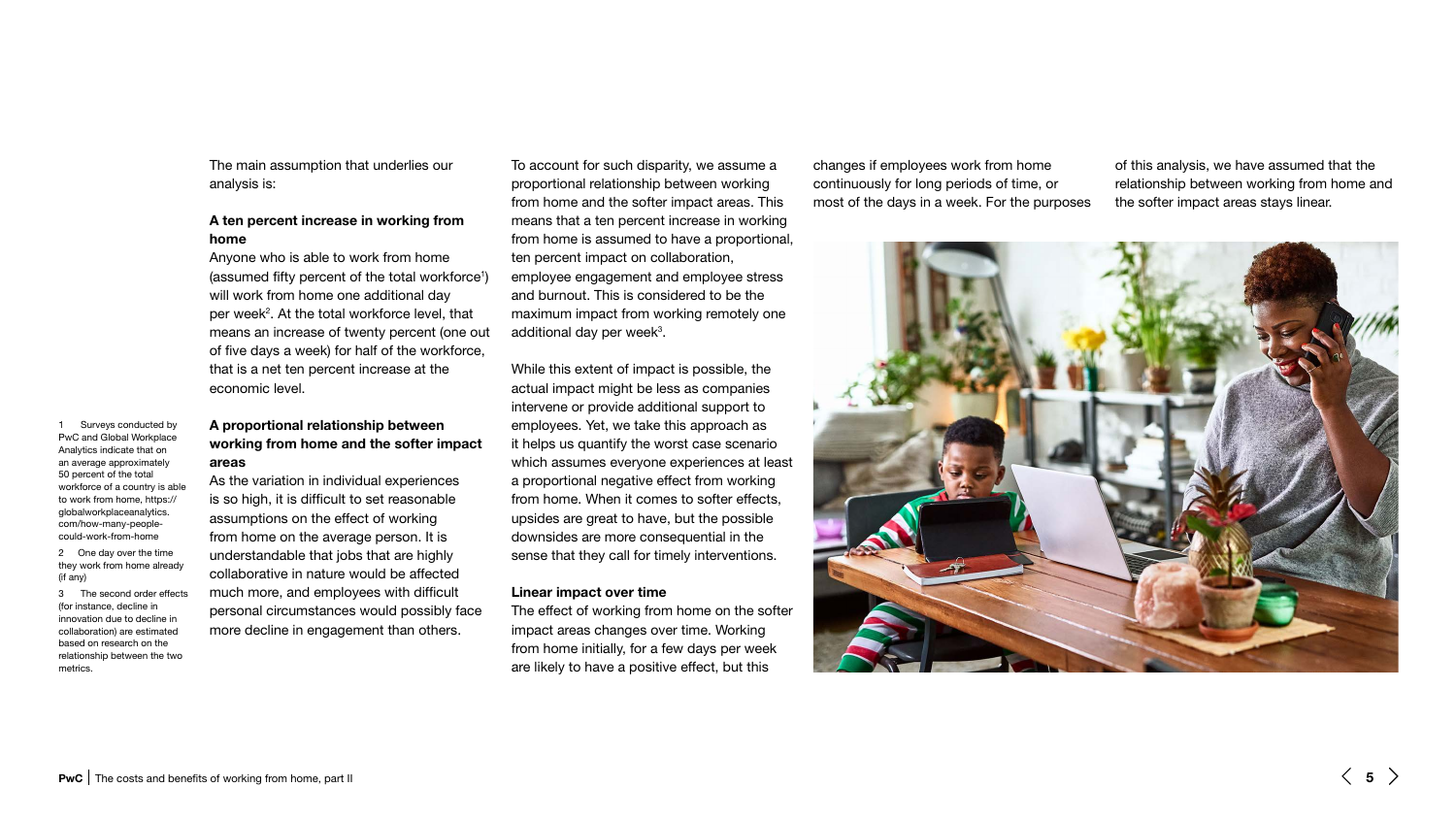The main assumption that underlies our analysis is:

**A ten percent increase in working from home**

Anyone who is able to work from home (assumed fifty percent of the total workforce[1]) will work from home one additional day per week[2]. At the total workforce level, that means an increase of twenty percent (one out of five days a week) for half of the workforce, that is a net ten percent increase at the economic level.

**A proportional relationship between working from home and the softer impact areas**

As the variation in individual experiences is so high, it is difficult to set reasonable assumptions on the effect of working from home on the average person. It is understandable that jobs that are highly collaborative in nature would be affected much more, and employees with difficult personal circumstances would possibly face more decline in engagement than others.

To account for such disparity, we assume a proportional relationship between working from home and the softer impact areas. This means that a ten percent increase in working from home is assumed to have a proportional, ten percent impact on collaboration, employee engagement and employee stress and burnout. This is considered to be the maximum impact from working remotely one additional day per week[3].

While this extent of impact is possible, the actual impact might be less as companies intervene or provide additional support to employees. Yet, we take this approach as it helps us quantify the worst case scenario which assumes everyone experiences at least a proportional negative effect from working from home. When it comes to softer effects, upsides are great to have, but the possible downsides are more consequential in the sense that they call for timely interventions.

**Linear impact over time**

The effect of working from home on the softer impact areas changes over time. Working from home initially, for a few days per week are likely to have a positive effect, but this changes if employees work from home continuously for long periods of time, or most of the days in a week. For the purposes of this analysis, we have assumed that the relationship between working from home and the softer impact areas stays linear.

1 Surveys conducted by PwC and Global Workplace Analytics indicate that on an average approximately 50 percent of the total workforce of a country is able to work from home, https://globalworkplaceanalytics.com/how-many-people-could-work-from-home

2 One day over the time they work from home already (if any)

3 The second order effects (for instance, decline in innovation due to decline in collaboration) are estimated based on research on the relationship between the two metrics.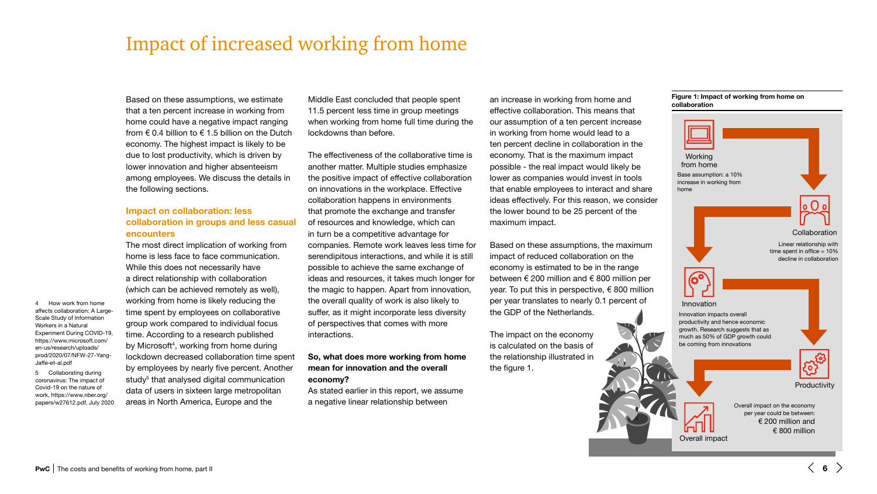# Impact of increased working from home

Based on these assumptions, we estimate that a ten percent increase in working from home could have a negative impact ranging from € 0.4 billion to € 1.5 billion on the Dutch economy. The highest impact is likely to be due to lost productivity, which is driven by lower innovation and higher absenteeism among employees. We discuss the details in the following sections.

### Impact on collaboration: less collaboration in groups and less casual encounters

The most direct implication of working from home is less face to face communication. While this does not necessarily have a direct relationship with collaboration (which can be achieved remotely as well), working from home is likely reducing the time spent by employees on collaborative group work compared to individual focus time. According to a research published by Microsoft[4], working from home during lockdown decreased collaboration time spent by employees by nearly five percent. Another study[5] that analysed digital communication data of users in sixteen large metropolitan areas in North America, Europe and the Middle East concluded that people spent 11.5 percent less time in group meetings when working from home full time during the lockdowns than before.

The effectiveness of the collaborative time is another matter. Multiple studies emphasize the positive impact of effective collaboration on innovations in the workplace. Effective collaboration happens in environments that promote the exchange and transfer of resources and knowledge, which can in turn be a competitive advantage for companies. Remote work leaves less time for serendipitous interactions, and while it is still possible to achieve the same exchange of ideas and resources, it takes much longer for the magic to happen. Apart from innovation, the overall quality of work is also likely to suffer, as it might incorporate less diversity of perspectives that comes with more interactions.

**So, what does more working from home mean for innovation and the overall economy?**

As stated earlier in this report, we assume a negative linear relationship between an increase in working from home and effective collaboration. This means that our assumption of a ten percent increase in working from home would lead to a ten percent decline in collaboration in the economy. That is the maximum impact possible - the real impact would likely be lower as companies would invest in tools that enable employees to interact and share ideas effectively. For this reason, we consider the lower bound to be 25 percent of the maximum impact.

Based on these assumptions, the maximum impact of reduced collaboration on the economy is estimated to be in the range between € 200 million and € 800 million per year. To put this in perspective, € 800 million per year translates to nearly 0.1 percent of the GDP of the Netherlands.

The impact on the economy is calculated on the basis of the relationship illustrated in the figure 1.

**Figure 1: Impact of working from home on collaboration**

- **Working from home** – Base assumption: a 10% increase in working from home
- **Collaboration** – Linear relationship with time spent in office = 10% decline in collaboration
- **Innovation** – Innovation impacts overall productivity and hence economic growth. Research suggests that as much as 50% of GDP growth could be coming from innovations
- **Productivity**
- **Overall impact** – Overall impact on the economy per year could be between: € 200 million and € 800 million

4 How work from home affects collaboration: A Large-Scale Study of Information Workers in a Natural Experiment During COVID-19, https://www.microsoft.com/en-us/research/uploads/prod/2020/07/NFW-27-Yang-Jaffe-et-al.pdf

5 Collaborating during coronavirus: The impact of Covid-19 on the nature of work, https://www.nber.org/papers/w27612.pdf, July 2020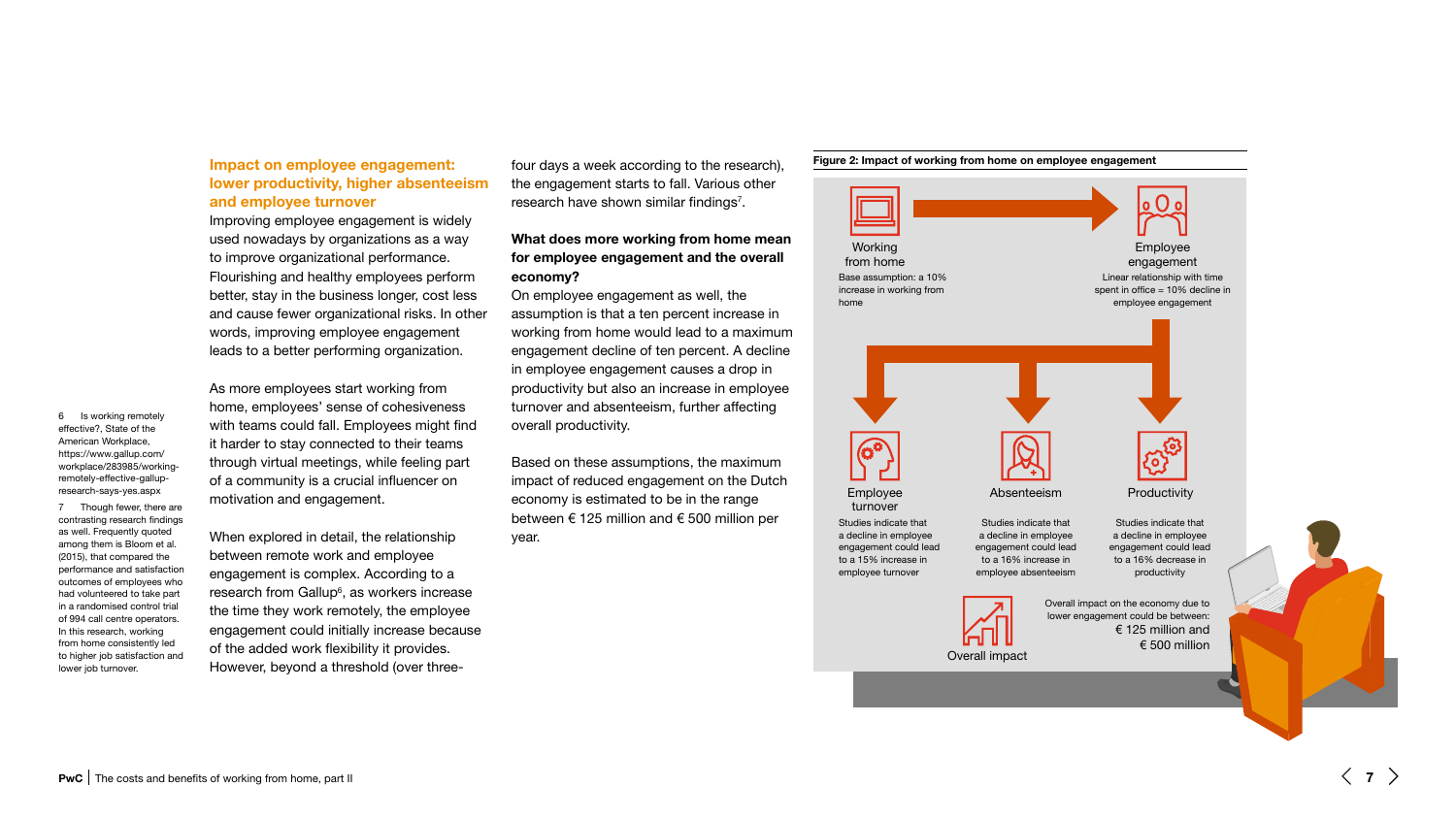## Impact on employee engagement: lower productivity, higher absenteeism and employee turnover

Improving employee engagement is widely used nowadays by organizations as a way to improve organizational performance. Flourishing and healthy employees perform better, stay in the business longer, cost less and cause fewer organizational risks. In other words, improving employee engagement leads to a better performing organization.

As more employees start working from home, employees' sense of cohesiveness with teams could fall. Employees might find it harder to stay connected to their teams through virtual meetings, while feeling part of a community is a crucial influencer on motivation and engagement.

When explored in detail, the relationship between remote work and employee engagement is complex. According to a research from Gallup[6], as workers increase the time they work remotely, the employee engagement could initially increase because of the added work flexibility it provides. However, beyond a threshold (over three-four days a week according to the research), the engagement starts to fall. Various other research have shown similar findings[7].

### What does more working from home mean for employee engagement and the overall economy?

On employee engagement as well, the assumption is that a ten percent increase in working from home would lead to a maximum engagement decline of ten percent. A decline in employee engagement causes a drop in productivity but also an increase in employee turnover and absenteeism, further affecting overall productivity.

Based on these assumptions, the maximum impact of reduced engagement on the Dutch economy is estimated to be in the range between € 125 million and € 500 million per year.

6 Is working remotely effective?, State of the American Workplace, https://www.gallup.com/workplace/283985/working-remotely-effective-gallup-research-says-yes.aspx

7 Though fewer, there are contrasting research findings as well. Frequently quoted among them is Bloom et al. (2015), that compared the performance and satisfaction outcomes of employees who had volunteered to take part in a randomised control trial of 994 call centre operators. In this research, working from home consistently led to higher job satisfaction and lower job turnover.

**Figure 2: Impact of working from home on employee engagement**

**Working from home** — Base assumption: a 10% increase in working from home

**Employee engagement** — Linear relationship with time spent in office = 10% decline in employee engagement

**Employee turnover** — Studies indicate that a decline in employee engagement could lead to a 15% increase in employee turnover

**Absenteeism** — Studies indicate that a decline in employee engagement could lead to a 16% increase in employee absenteeism

**Productivity** — Studies indicate that a decline in employee engagement could lead to a 16% decrease in productivity

**Overall impact** — Overall impact on the economy due to lower engagement could be between: € 125 million and € 500 million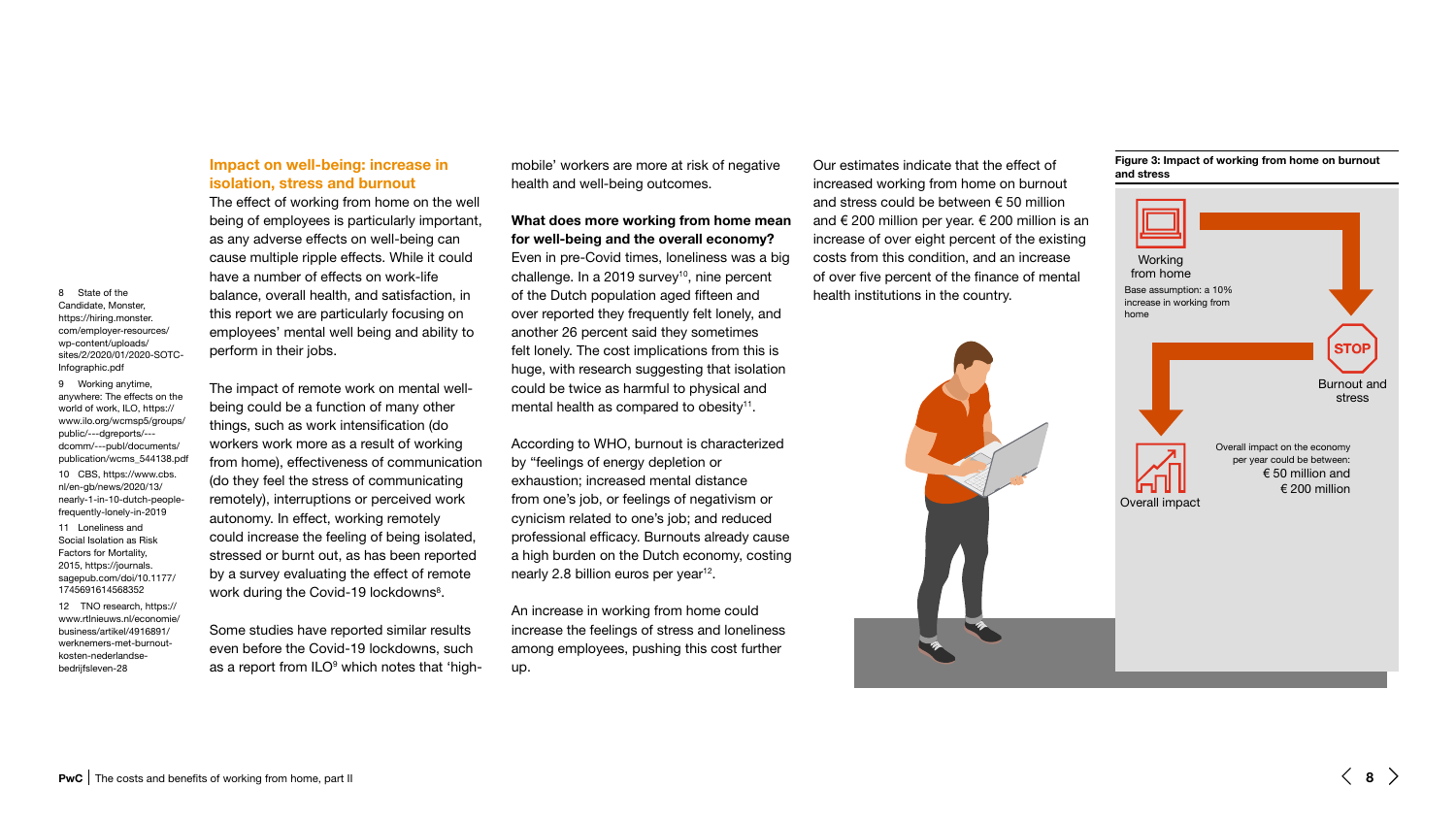## Impact on well-being: increase in isolation, stress and burnout

The effect of working from home on the well being of employees is particularly important, as any adverse effects on well-being can cause multiple ripple effects. While it could have a number of effects on work-life balance, overall health, and satisfaction, in this report we are particularly focusing on employees' mental well being and ability to perform in their jobs.

The impact of remote work on mental well-being could be a function of many other things, such as work intensification (do workers work more as a result of working from home), effectiveness of communication (do they feel the stress of communicating remotely), interruptions or perceived work autonomy. In effect, working remotely could increase the feeling of being isolated, stressed or burnt out, as has been reported by a survey evaluating the effect of remote work during the Covid-19 lockdowns[8].

Some studies have reported similar results even before the Covid-19 lockdowns, such as a report from ILO[9] which notes that 'high-mobile' workers are more at risk of negative health and well-being outcomes.

**What does more working from home mean for well-being and the overall economy?**

Even in pre-Covid times, loneliness was a big challenge. In a 2019 survey[10], nine percent of the Dutch population aged fifteen and over reported they frequently felt lonely, and another 26 percent said they sometimes felt lonely. The cost implications from this is huge, with research suggesting that isolation could be twice as harmful to physical and mental health as compared to obesity[11].

According to WHO, burnout is characterized by "feelings of energy depletion or exhaustion; increased mental distance from one's job, or feelings of negativism or cynicism related to one's job; and reduced professional efficacy. Burnouts already cause a high burden on the Dutch economy, costing nearly 2.8 billion euros per year[12].

An increase in working from home could increase the feelings of stress and loneliness among employees, pushing this cost further up.

Our estimates indicate that the effect of increased working from home on burnout and stress could be between € 50 million and € 200 million per year. € 200 million is an increase of over eight percent of the existing costs from this condition, and an increase of over five percent of the finance of mental health institutions in the country.

**Figure 3: Impact of working from home on burnout and stress**

Working from home
Base assumption: a 10% increase in working from home

Burnout and stress

Overall impact
Overall impact on the economy per year could be between: € 50 million and € 200 million

8 State of the Candidate, Monster, https://hiring.monster.com/employer-resources/wp-content/uploads/sites/2/2020/01/2020-SOTC-Infographic.pdf

9 Working anytime, anywhere: The effects on the world of work, ILO, https://www.ilo.org/wcmsp5/groups/public/---dgreports/---dcomm/---publ/documents/publication/wcms_544138.pdf

10 CBS, https://www.cbs.nl/en-gb/news/2020/13/nearly-1-in-10-dutch-people-frequently-lonely-in-2019

11 Loneliness and Social Isolation as Risk Factors for Mortality, 2015, https://journals.sagepub.com/doi/10.1177/1745691614568352

12 TNO research, https://www.rtlnieuws.nl/economie/business/artikel/4916891/werknemers-met-burnout-kosten-nederlandse-bedrijfsleven-28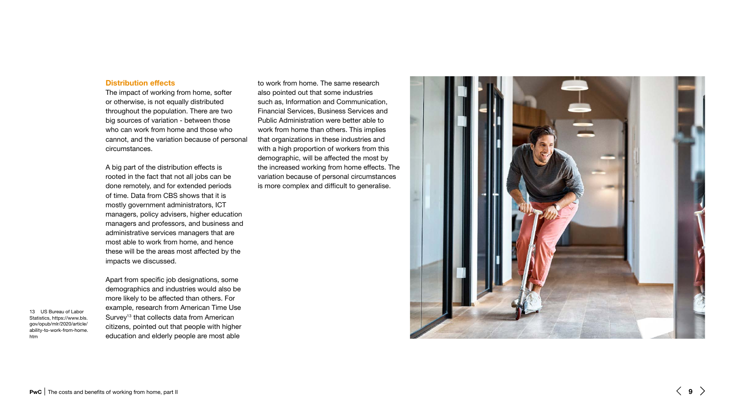## Distribution effects

The impact of working from home, softer or otherwise, is not equally distributed throughout the population. There are two big sources of variation - between those who can work from home and those who cannot, and the variation because of personal circumstances.

A big part of the distribution effects is rooted in the fact that not all jobs can be done remotely, and for extended periods of time. Data from CBS shows that it is mostly government administrators, ICT managers, policy advisers, higher education managers and professors, and business and administrative services managers that are most able to work from home, and hence these will be the areas most affected by the impacts we discussed.

Apart from specific job designations, some demographics and industries would also be more likely to be affected than others. For example, research from American Time Use Survey[13] that collects data from American citizens, pointed out that people with higher education and elderly people are most able to work from home. The same research also pointed out that some industries such as, Information and Communication, Financial Services, Business Services and Public Administration were better able to work from home than others. This implies that organizations in these industries and with a high proportion of workers from this demographic, will be affected the most by the increased working from home effects. The variation because of personal circumstances is more complex and difficult to generalise.

13 US Bureau of Labor Statistics, https://www.bls.gov/opub/mlr/2020/article/ability-to-work-from-home.htm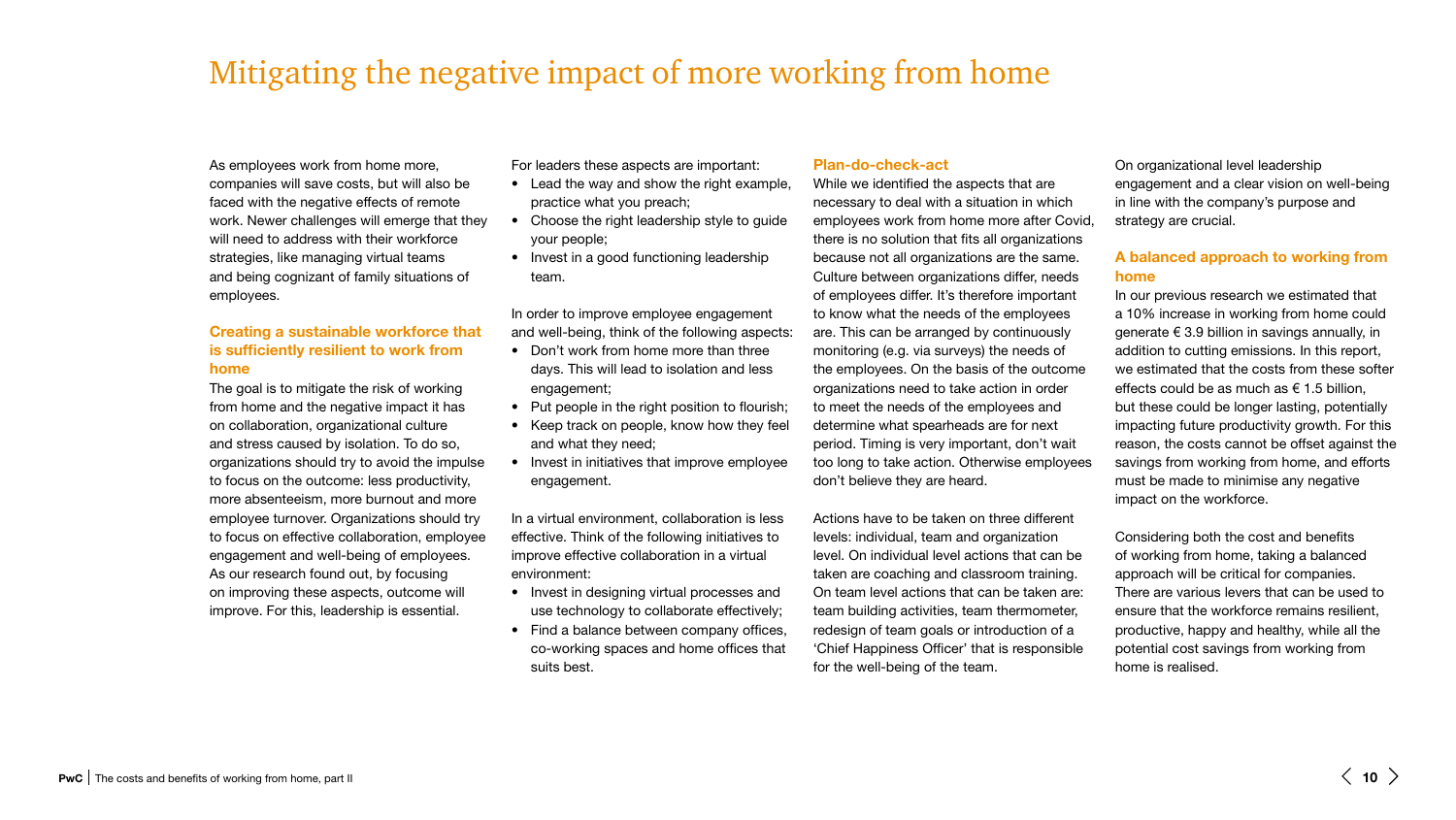# Mitigating the negative impact of more working from home

As employees work from home more, companies will save costs, but will also be faced with the negative effects of remote work. Newer challenges will emerge that they will need to address with their workforce strategies, like managing virtual teams and being cognizant of family situations of employees.

## Creating a sustainable workforce that is sufficiently resilient to work from home

The goal is to mitigate the risk of working from home and the negative impact it has on collaboration, organizational culture and stress caused by isolation. To do so, organizations should try to avoid the impulse to focus on the outcome: less productivity, more absenteeism, more burnout and more employee turnover. Organizations should try to focus on effective collaboration, employee engagement and well-being of employees. As our research found out, by focusing on improving these aspects, outcome will improve. For this, leadership is essential.

For leaders these aspects are important:

- Lead the way and show the right example, practice what you preach;
- Choose the right leadership style to guide your people;
- Invest in a good functioning leadership team.

In order to improve employee engagement and well-being, think of the following aspects:

- Don't work from home more than three days. This will lead to isolation and less engagement;
- Put people in the right position to flourish;
- Keep track on people, know how they feel and what they need;
- Invest in initiatives that improve employee engagement.

In a virtual environment, collaboration is less effective. Think of the following initiatives to improve effective collaboration in a virtual environment:

- Invest in designing virtual processes and use technology to collaborate effectively;
- Find a balance between company offices, co-working spaces and home offices that suits best.

## Plan-do-check-act

While we identified the aspects that are necessary to deal with a situation in which employees work from home more after Covid, there is no solution that fits all organizations because not all organizations are the same. Culture between organizations differ, needs of employees differ. It's therefore important to know what the needs of the employees are. This can be arranged by continuously monitoring (e.g. via surveys) the needs of the employees. On the basis of the outcome organizations need to take action in order to meet the needs of the employees and determine what spearheads are for next period. Timing is very important, don't wait too long to take action. Otherwise employees don't believe they are heard.

Actions have to be taken on three different levels: individual, team and organization level. On individual level actions that can be taken are coaching and classroom training. On team level actions that can be taken are: team building activities, team thermometer, redesign of team goals or introduction of a 'Chief Happiness Officer' that is responsible for the well-being of the team.

On organizational level leadership engagement and a clear vision on well-being in line with the company's purpose and strategy are crucial.

## A balanced approach to working from home

In our previous research we estimated that a 10% increase in working from home could generate € 3.9 billion in savings annually, in addition to cutting emissions. In this report, we estimated that the costs from these softer effects could be as much as € 1.5 billion, but these could be longer lasting, potentially impacting future productivity growth. For this reason, the costs cannot be offset against the savings from working from home, and efforts must be made to minimise any negative impact on the workforce.

Considering both the cost and benefits of working from home, taking a balanced approach will be critical for companies. There are various levers that can be used to ensure that the workforce remains resilient, productive, happy and healthy, while all the potential cost savings from working from home is realised.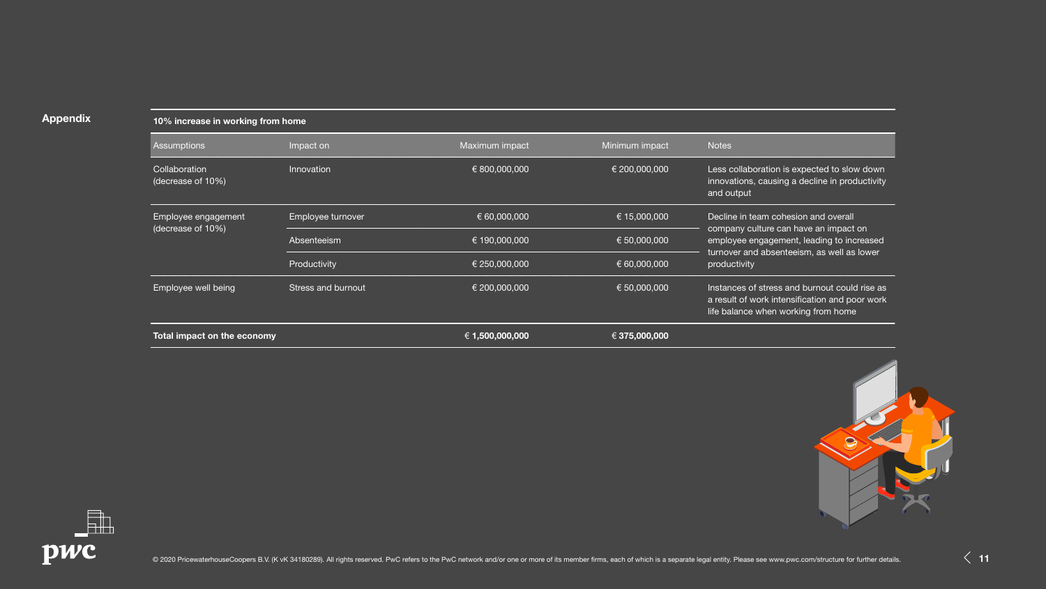## Appendix

**10% increase in working from home**

| Assumptions | Impact on | Maximum impact | Minimum impact | Notes |
|---|---|---|---|---|
| Collaboration (decrease of 10%) | Innovation | € 800,000,000 | € 200,000,000 | Less collaboration is expected to slow down innovations, causing a decline in productivity and output |
| Employee engagement (decrease of 10%) | Employee turnover | € 60,000,000 | € 15,000,000 | Decline in team cohesion and overall company culture can have an impact on employee engagement, leading to increased turnover and absenteeism, as well as lower productivity |
| | Absenteeism | € 190,000,000 | € 50,000,000 | |
| | Productivity | € 250,000,000 | € 60,000,000 | |
| Employee well being | Stress and burnout | € 200,000,000 | € 50,000,000 | Instances of stress and burnout could rise as a result of work intensification and poor work life balance when working from home |
| **Total impact on the economy** | | € **1,500,000,000** | € **375,000,000** | |

© 2020 PricewaterhouseCoopers B.V. (K vK 34180289). All rights reserved. PwC refers to the PwC network and/or one or more of its member firms, each of which is a separate legal entity. Please see www.pwc.com/structure for further details.